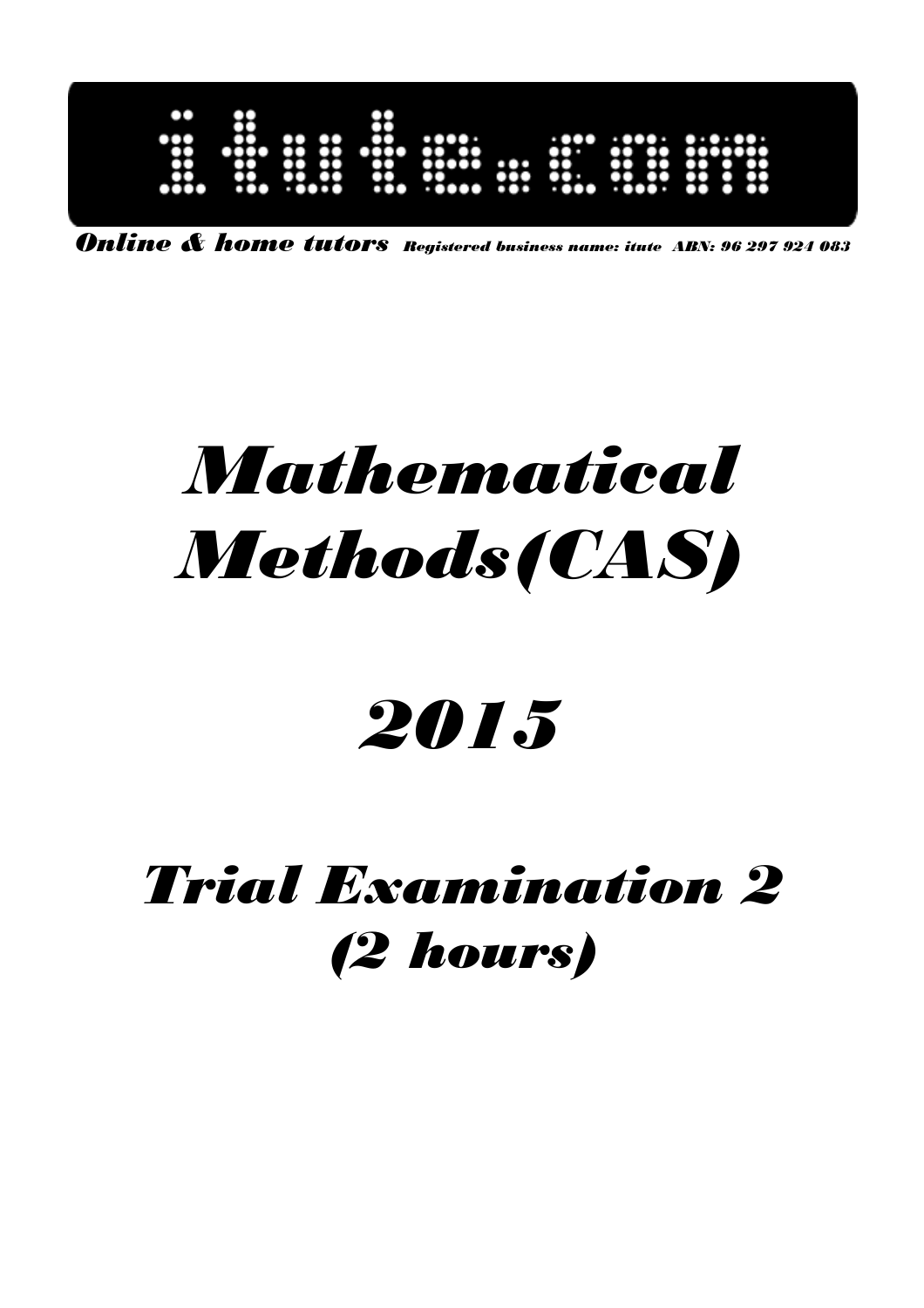itute.com

*Online & home tutors* *Registered business name: itute ABN: 96 297 924 083*

# *Mathematical Methods(CAS)*

# *2015*

## *Trial Examination 2 (2 hours)*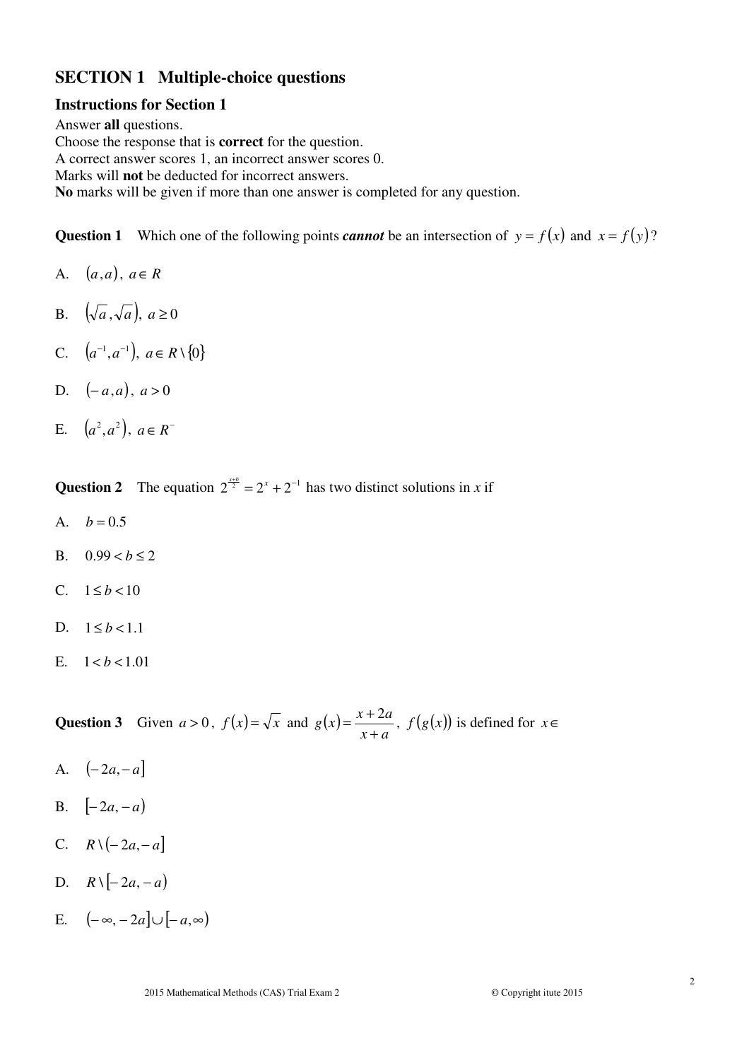## SECTION 1 Multiple-choice questions

### Instructions for Section 1

Answer **all** questions.
Choose the response that is **correct** for the question.
A correct answer scores 1, an incorrect answer scores 0.
Marks will **not** be deducted for incorrect answers.
**No** marks will be given if more than one answer is completed for any question.

**Question 1** Which one of the following points ***cannot*** be an intersection of $y = f(x)$ and $x = f(y)$?

A. $(a, a),\ a \in R$

B. $(\sqrt{a}, \sqrt{a}),\ a \geq 0$

C. $(a^{-1}, a^{-1}),\ a \in R \setminus \{0\}$

D. $(-a, a),\ a > 0$

E. $(a^2, a^2),\ a \in R^-$

**Question 2** The equation $2^{\frac{x+b}{2}} = 2^x + 2^{-1}$ has two distinct solutions in *x* if

A. $b = 0.5$

B. $0.99 < b \leq 2$

C. $1 \leq b < 10$

D. $1 \leq b < 1.1$

E. $1 < b < 1.01$

**Question 3** Given $a > 0$, $f(x) = \sqrt{x}$ and $g(x) = \dfrac{x + 2a}{x + a}$, $f(g(x))$ is defined for $x \in$

A. $(-2a, -a]$

B. $[-2a, -a)$

C. $R \setminus (-2a, -a]$

D. $R \setminus [-2a, -a)$

E. $(-\infty, -2a] \cup [-a, \infty)$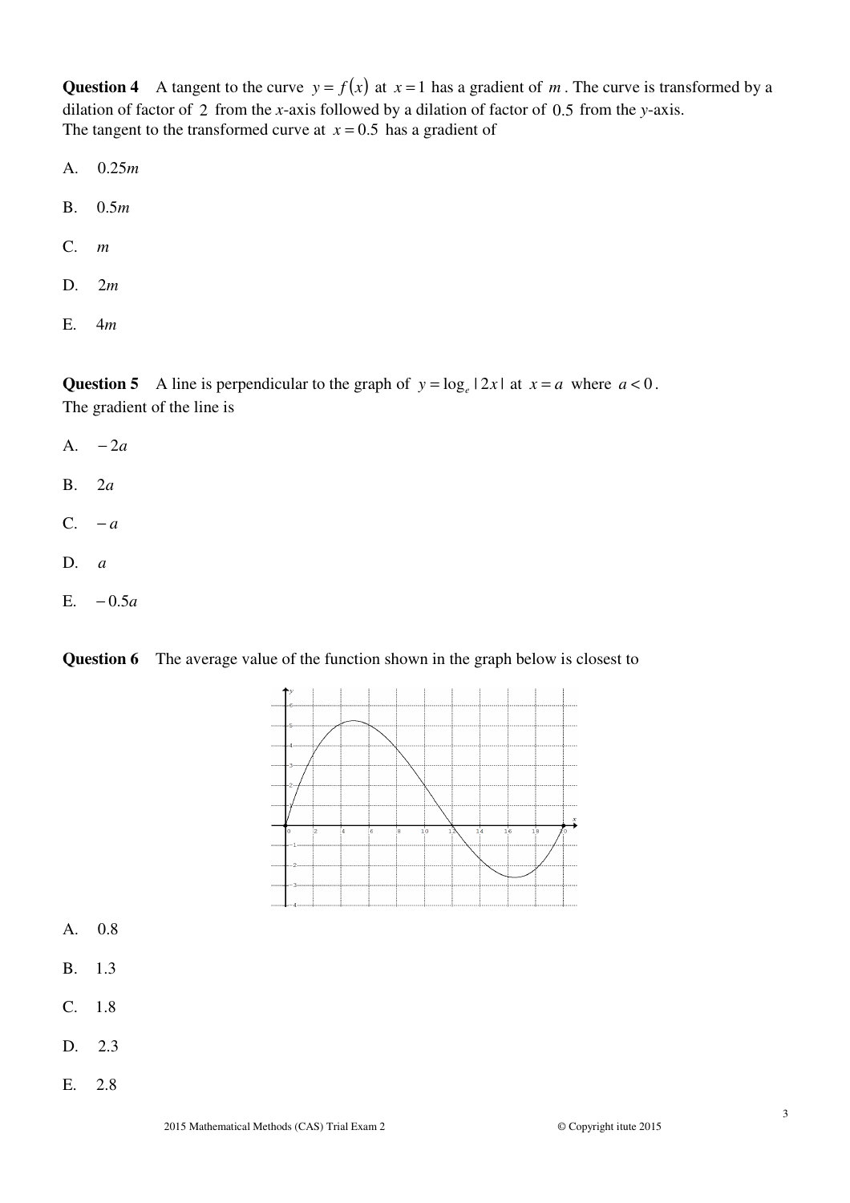**Question 4** A tangent to the curve $y = f(x)$ at $x = 1$ has a gradient of $m$. The curve is transformed by a dilation of factor of $2$ from the $x$-axis followed by a dilation of factor of $0.5$ from the $y$-axis.
The tangent to the transformed curve at $x = 0.5$ has a gradient of

A. $0.25m$

B. $0.5m$

C. $m$

D. $2m$

E. $4m$

**Question 5** A line is perpendicular to the graph of $y = \log_e |2x|$ at $x = a$ where $a < 0$.
The gradient of the line is

A. $-2a$

B. $2a$

C. $-a$

D. $a$

E. $-0.5a$

**Question 6** The average value of the function shown in the graph below is closest to

A. 0.8

B. 1.3

C. 1.8

D. 2.3

E. 2.8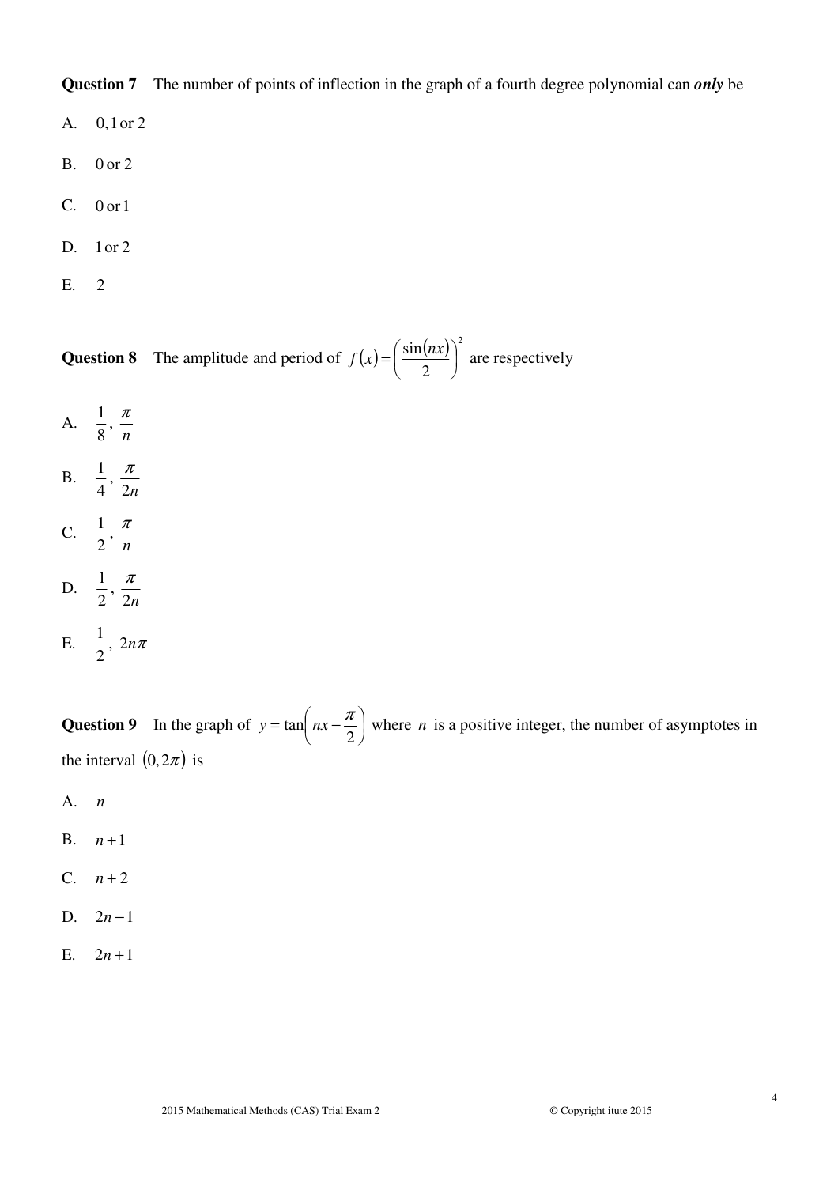**Question 7** The number of points of inflection in the graph of a fourth degree polynomial can ***only*** be

A. $0, 1$ or $2$

B. $0$ or $2$

C. $0$ or $1$

D. $1$ or $2$

E. $2$

**Question 8** The amplitude and period of $f(x) = \left(\frac{\sin(nx)}{2}\right)^2$ are respectively

A. $\frac{1}{8}, \frac{\pi}{n}$

B. $\frac{1}{4}, \frac{\pi}{2n}$

C. $\frac{1}{2}, \frac{\pi}{n}$

D. $\frac{1}{2}, \frac{\pi}{2n}$

E. $\frac{1}{2}, 2n\pi$

**Question 9** In the graph of $y = \tan\left(nx - \frac{\pi}{2}\right)$ where $n$ is a positive integer, the number of asymptotes in the interval $(0, 2\pi)$ is

A. $n$

B. $n+1$

C. $n+2$

D. $2n-1$

E. $2n+1$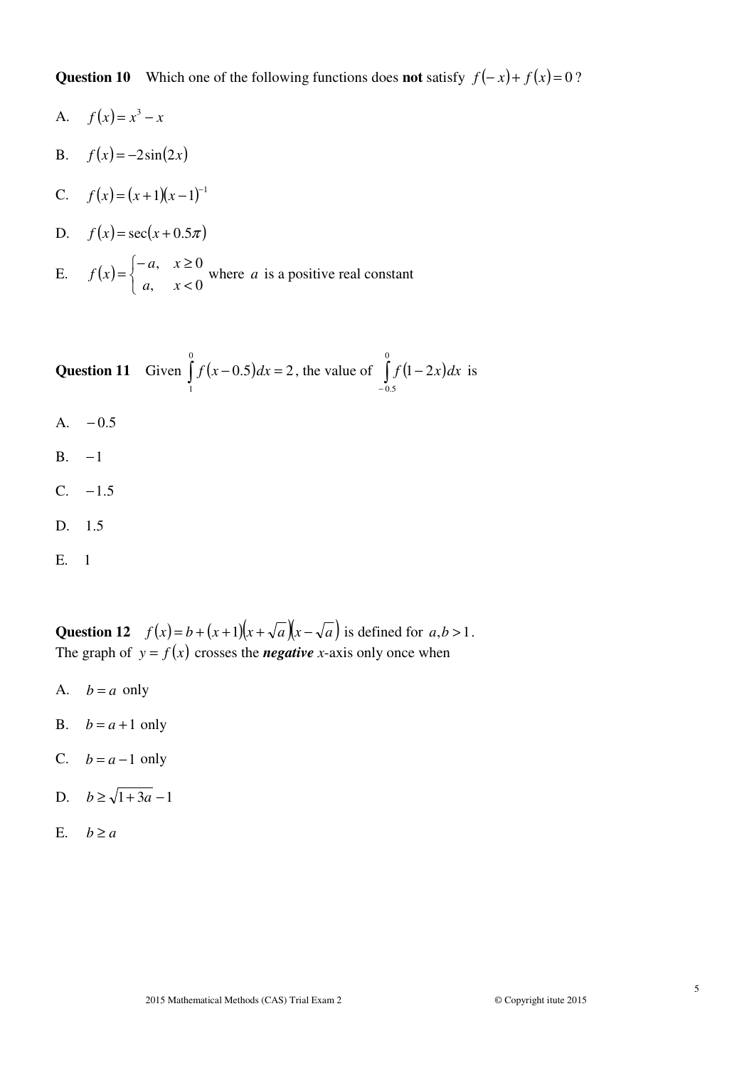**Question 10** Which one of the following functions does **not** satisfy $f(-x)+f(x)=0$?

A. $f(x)=x^3-x$

B. $f(x)=-2\sin(2x)$

C. $f(x)=(x+1)(x-1)^{-1}$

D. $f(x)=\sec(x+0.5\pi)$

E. $f(x)=\begin{cases}-a, & x\geq 0\\ a, & x<0\end{cases}$ where $a$ is a positive real constant

**Question 11** Given $\int_1^0 f(x-0.5)dx=2$, the value of $\int_{-0.5}^0 f(1-2x)dx$ is

A. $-0.5$

B. $-1$

C. $-1.5$

D. $1.5$

E. $1$

**Question 12** $f(x)=b+(x+1)(x+\sqrt{a})(x-\sqrt{a})$ is defined for $a,b>1$.
The graph of $y=f(x)$ crosses the ***negative*** *x*-axis only once when

A. $b=a$ only

B. $b=a+1$ only

C. $b=a-1$ only

D. $b\geq\sqrt{1+3a}-1$

E. $b\geq a$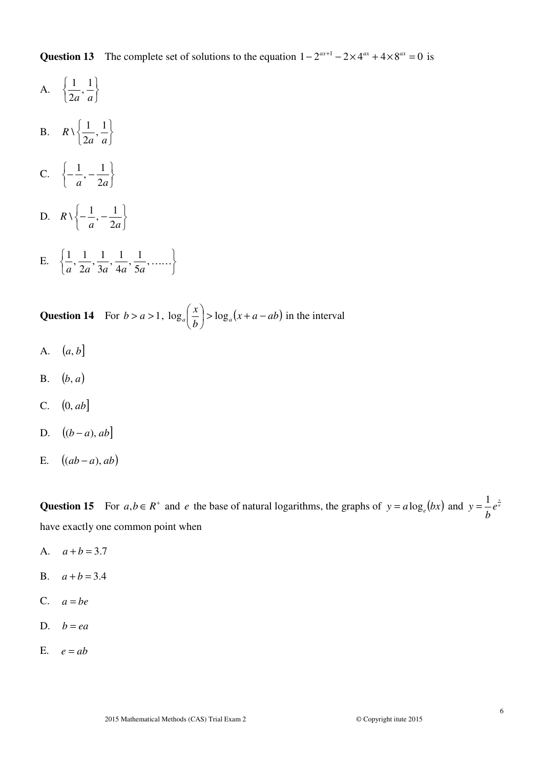**Question 13** The complete set of solutions to the equation $1-2^{ax+1}-2\times4^{ax}+4\times8^{ax}=0$ is

A. $\left\{\dfrac{1}{2a},\dfrac{1}{a}\right\}$

B. $R\setminus\left\{\dfrac{1}{2a},\dfrac{1}{a}\right\}$

C. $\left\{-\dfrac{1}{a},-\dfrac{1}{2a}\right\}$

D. $R\setminus\left\{-\dfrac{1}{a},-\dfrac{1}{2a}\right\}$

E. $\left\{\dfrac{1}{a},\dfrac{1}{2a},\dfrac{1}{3a},\dfrac{1}{4a},\dfrac{1}{5a},\ldots\ldots\right\}$

**Question 14** For $b>a>1$, $\log_a\left(\dfrac{x}{b}\right)>\log_a(x+a-ab)$ in the interval

A. $(a,b]$

B. $(b,a)$

C. $(0,ab]$

D. $((b-a),ab]$

E. $((ab-a),ab)$

**Question 15** For $a,b\in R^+$ and $e$ the base of natural logarithms, the graphs of $y=a\log_e(bx)$ and $y=\dfrac{1}{b}e^{\frac{x}{a}}$ have exactly one common point when

A. $a+b=3.7$

B. $a+b=3.4$

C. $a=be$

D. $b=ea$

E. $e=ab$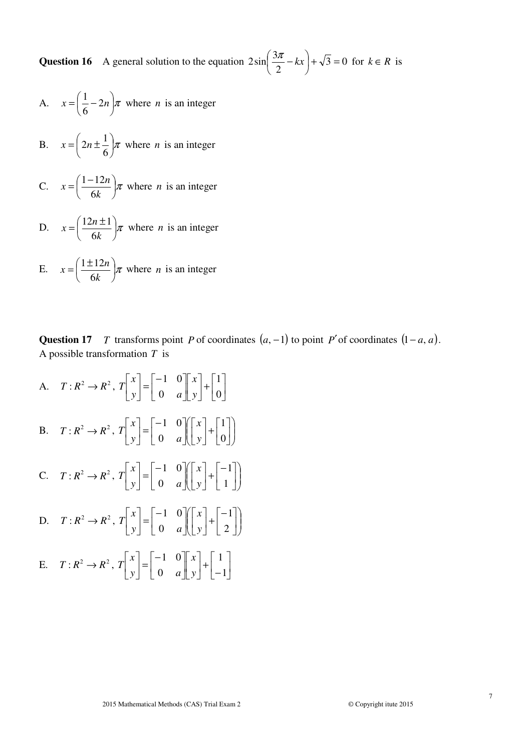**Question 16** A general solution to the equation $2\sin\left(\frac{3\pi}{2}-kx\right)+\sqrt{3}=0$ for $k \in R$ is

A. $x=\left(\frac{1}{6}-2n\right)\pi$ where $n$ is an integer

B. $x=\left(2n\pm\frac{1}{6}\right)\pi$ where $n$ is an integer

C. $x=\left(\frac{1-12n}{6k}\right)\pi$ where $n$ is an integer

D. $x=\left(\frac{12n\pm1}{6k}\right)\pi$ where $n$ is an integer

E. $x=\left(\frac{1\pm12n}{6k}\right)\pi$ where $n$ is an integer

**Question 17** $T$ transforms point $P$ of coordinates $(a,-1)$ to point $P'$ of coordinates $(1-a,a)$. A possible transformation $T$ is

A. $T:R^2 \to R^2,\ T\begin{bmatrix}x\\y\end{bmatrix}=\begin{bmatrix}-1&0\\0&a\end{bmatrix}\begin{bmatrix}x\\y\end{bmatrix}+\begin{bmatrix}1\\0\end{bmatrix}$

B. $T:R^2 \to R^2,\ T\begin{bmatrix}x\\y\end{bmatrix}=\begin{bmatrix}-1&0\\0&a\end{bmatrix}\left(\begin{bmatrix}x\\y\end{bmatrix}+\begin{bmatrix}1\\0\end{bmatrix}\right)$

C. $T:R^2 \to R^2,\ T\begin{bmatrix}x\\y\end{bmatrix}=\begin{bmatrix}-1&0\\0&a\end{bmatrix}\left(\begin{bmatrix}x\\y\end{bmatrix}+\begin{bmatrix}-1\\1\end{bmatrix}\right)$

D. $T:R^2 \to R^2,\ T\begin{bmatrix}x\\y\end{bmatrix}=\begin{bmatrix}-1&0\\0&a\end{bmatrix}\left(\begin{bmatrix}x\\y\end{bmatrix}+\begin{bmatrix}-1\\2\end{bmatrix}\right)$

E. $T:R^2 \to R^2,\ T\begin{bmatrix}x\\y\end{bmatrix}=\begin{bmatrix}-1&0\\0&a\end{bmatrix}\begin{bmatrix}x\\y\end{bmatrix}+\begin{bmatrix}1\\-1\end{bmatrix}$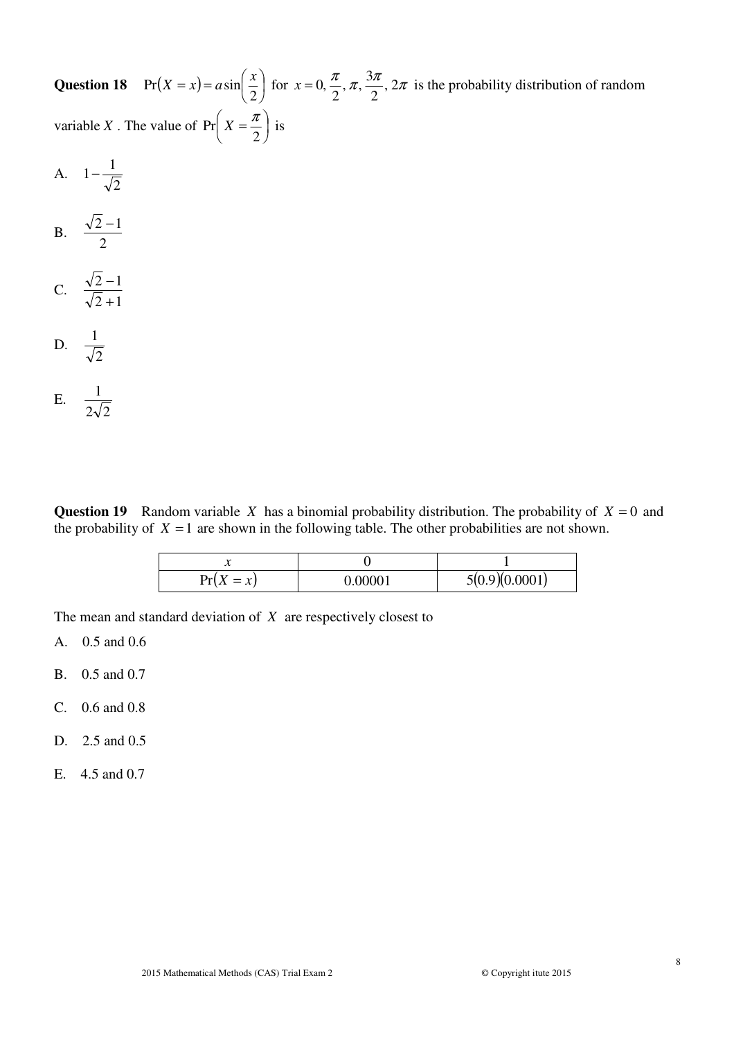**Question 18** $\Pr(X = x) = a\sin\left(\frac{x}{2}\right)$ for $x = 0, \frac{\pi}{2}, \pi, \frac{3\pi}{2}, 2\pi$ is the probability distribution of random variable $X$. The value of $\Pr\left(X = \frac{\pi}{2}\right)$ is

A. $1 - \frac{1}{\sqrt{2}}$

B. $\frac{\sqrt{2}-1}{2}$

C. $\frac{\sqrt{2}-1}{\sqrt{2}+1}$

D. $\frac{1}{\sqrt{2}}$

E. $\frac{1}{2\sqrt{2}}$

**Question 19** Random variable $X$ has a binomial probability distribution. The probability of $X = 0$ and the probability of $X = 1$ are shown in the following table. The other probabilities are not shown.

| $x$ | 0 | 1 |
|---|---|---|
| $\Pr(X = x)$ | 0.00001 | $5(0.9)(0.0001)$ |

The mean and standard deviation of $X$ are respectively closest to

A. 0.5 and 0.6

B. 0.5 and 0.7

C. 0.6 and 0.8

D. 2.5 and 0.5

E. 4.5 and 0.7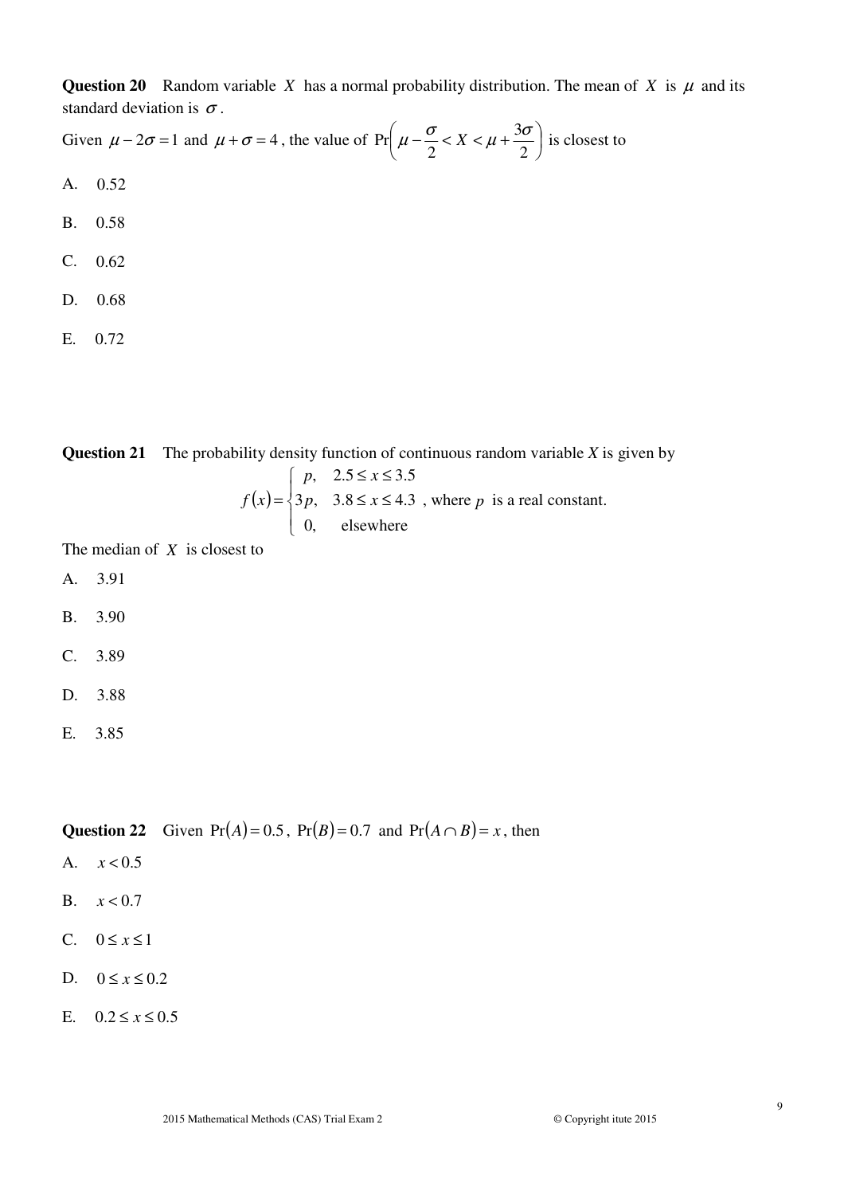**Question 20** Random variable $X$ has a normal probability distribution. The mean of $X$ is $\mu$ and its standard deviation is $\sigma$.

Given $\mu - 2\sigma = 1$ and $\mu + \sigma = 4$, the value of $\Pr\left(\mu - \frac{\sigma}{2} < X < \mu + \frac{3\sigma}{2}\right)$ is closest to

A. 0.52

B. 0.58

C. 0.62

D. 0.68

E. 0.72

**Question 21** The probability density function of continuous random variable $X$ is given by

$$f(x) = \begin{cases} p, & 2.5 \le x \le 3.5 \\ 3p, & 3.8 \le x \le 4.3 \\ 0, & \text{elsewhere} \end{cases}, \text{ where } p \text{ is a real constant.}$$

The median of $X$ is closest to

A. 3.91

B. 3.90

C. 3.89

D. 3.88

E. 3.85

**Question 22** Given $\Pr(A) = 0.5$, $\Pr(B) = 0.7$ and $\Pr(A \cap B) = x$, then

A. $x < 0.5$

B. $x < 0.7$

C. $0 \le x \le 1$

D. $0 \le x \le 0.2$

E. $0.2 \le x \le 0.5$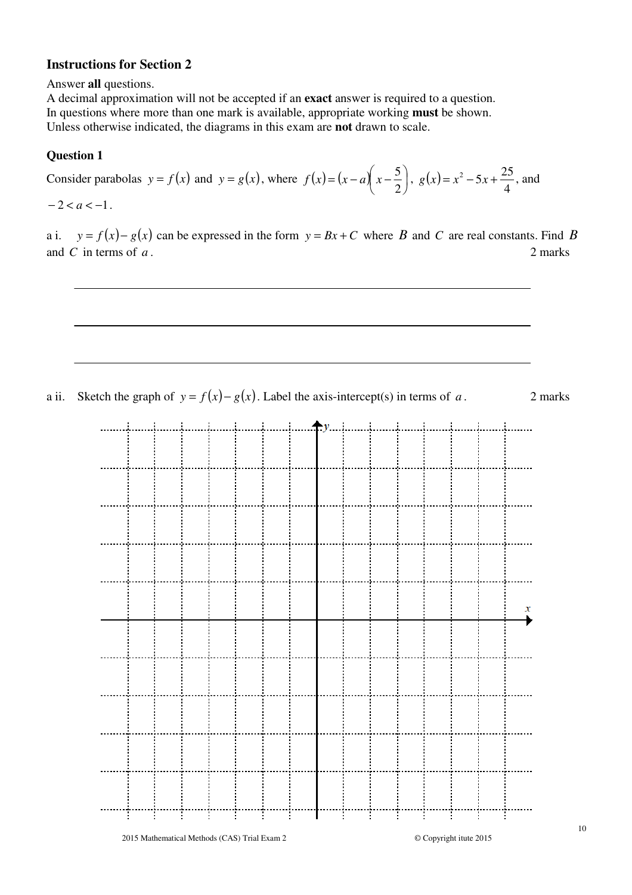## Instructions for Section 2

Answer **all** questions.

A decimal approximation will not be accepted if an **exact** answer is required to a question.

In questions where more than one mark is available, appropriate working **must** be shown.

Unless otherwise indicated, the diagrams in this exam are **not** drawn to scale.

### Question 1

Consider parabolas $y = f(x)$ and $y = g(x)$, where $f(x) = (x-a)\left(x - \frac{5}{2}\right)$, $g(x) = x^2 - 5x + \frac{25}{4}$, and $-2 < a < -1$.

a i. $y = f(x) - g(x)$ can be expressed in the form $y = Bx + C$ where $B$ and $C$ are real constants. Find $B$ and $C$ in terms of $a$. 2 marks

a ii. Sketch the graph of $y = f(x) - g(x)$. Label the axis-intercept(s) in terms of $a$. 2 marks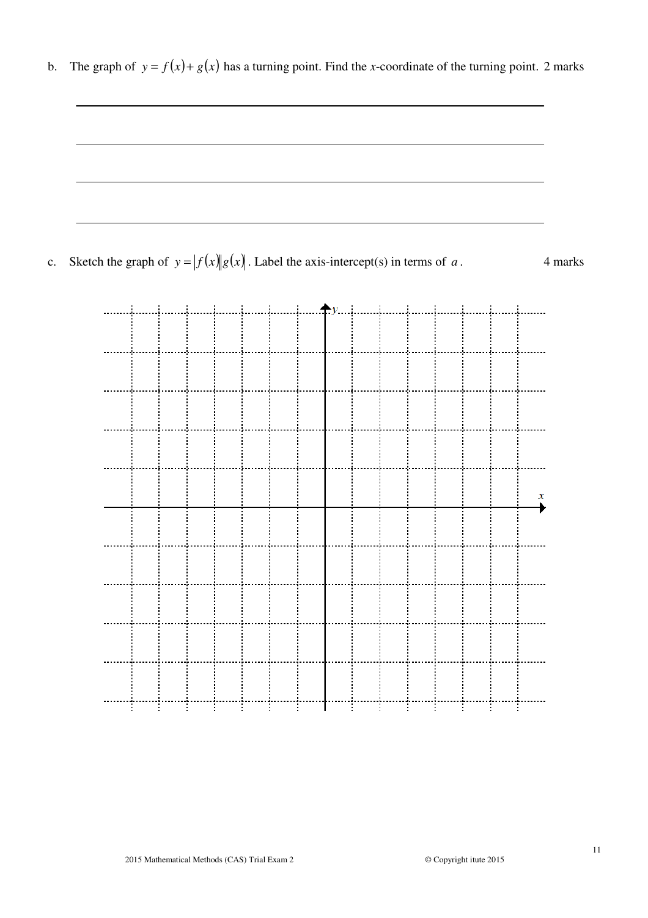b. The graph of $y = f(x) + g(x)$ has a turning point. Find the $x$-coordinate of the turning point. 2 marks

c. Sketch the graph of $y = |f(x)||g(x)|$. Label the axis-intercept(s) in terms of $a$. 4 marks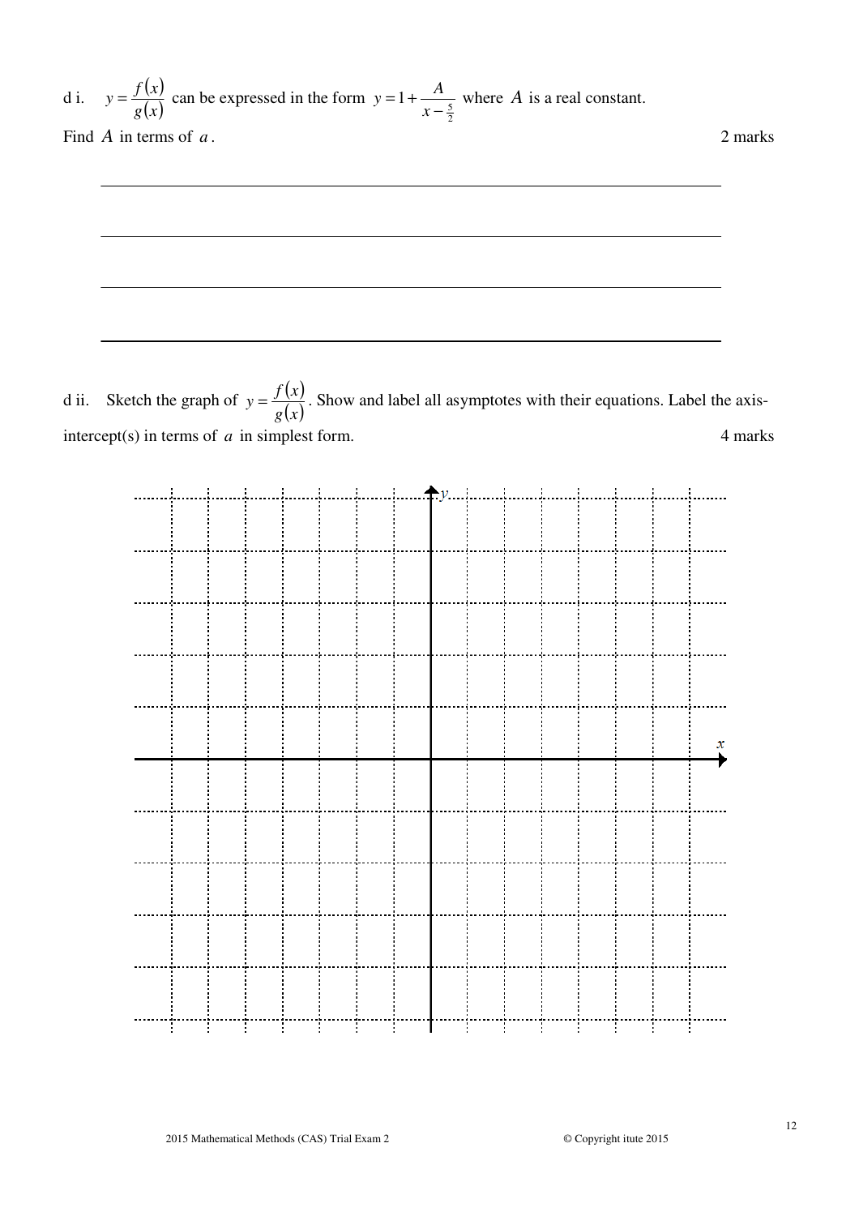d i. $y = \dfrac{f(x)}{g(x)}$ can be expressed in the form $y = 1 + \dfrac{A}{x - \frac{5}{2}}$ where $A$ is a real constant.

Find $A$ in terms of $a$. 2 marks

d ii. Sketch the graph of $y = \dfrac{f(x)}{g(x)}$. Show and label all asymptotes with their equations. Label the axis-intercept(s) in terms of $a$ in simplest form. 4 marks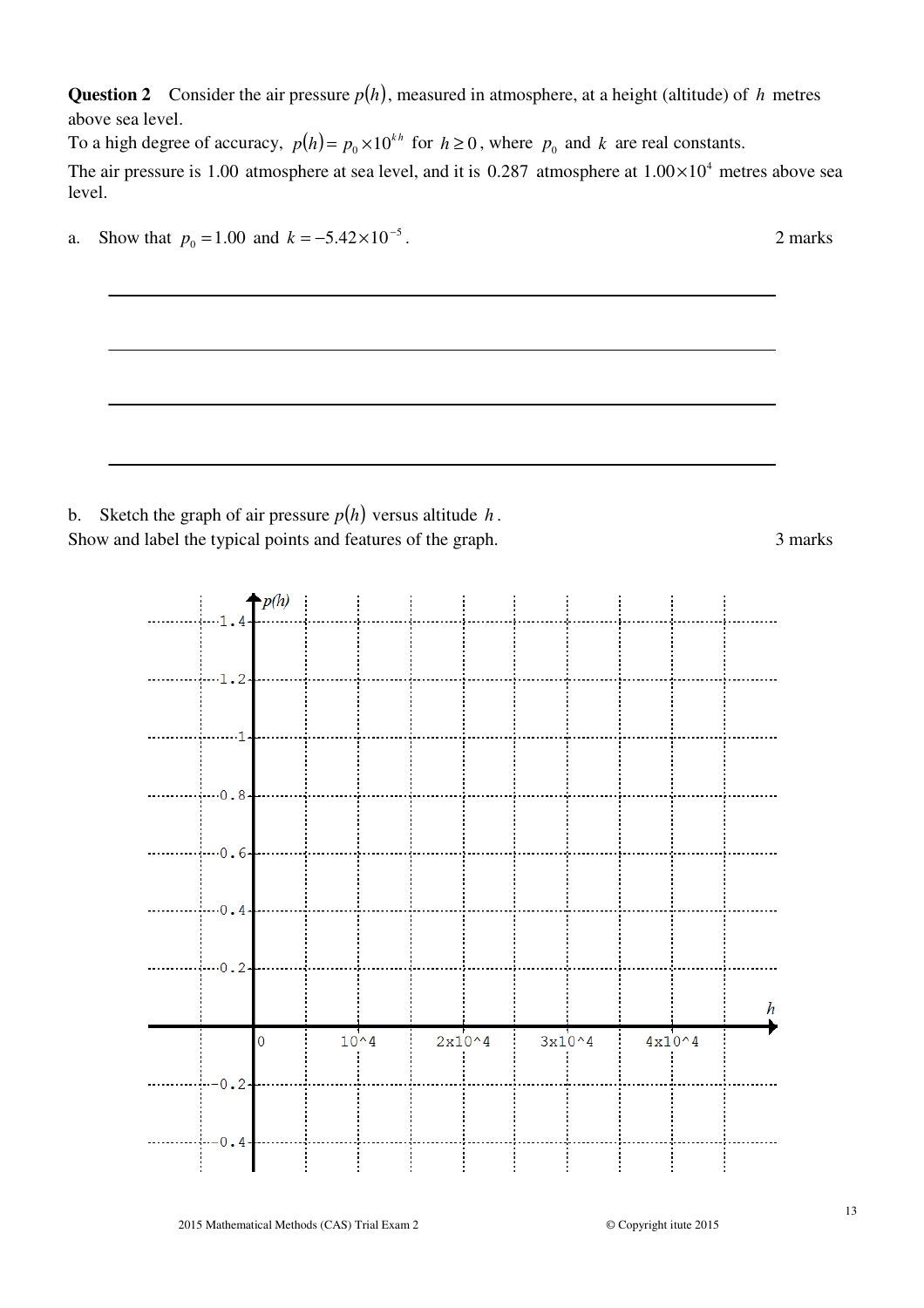**Question 2** Consider the air pressure $p(h)$, measured in atmosphere, at a height (altitude) of $h$ metres above sea level.

To a high degree of accuracy, $p(h) = p_0 \times 10^{kh}$ for $h \geq 0$, where $p_0$ and $k$ are real constants.

The air pressure is $1.00$ atmosphere at sea level, and it is $0.287$ atmosphere at $1.00 \times 10^4$ metres above sea level.

a. Show that $p_0 = 1.00$ and $k = -5.42 \times 10^{-5}$. 2 marks

b. Sketch the graph of air pressure $p(h)$ versus altitude $h$.
Show and label the typical points and features of the graph. 3 marks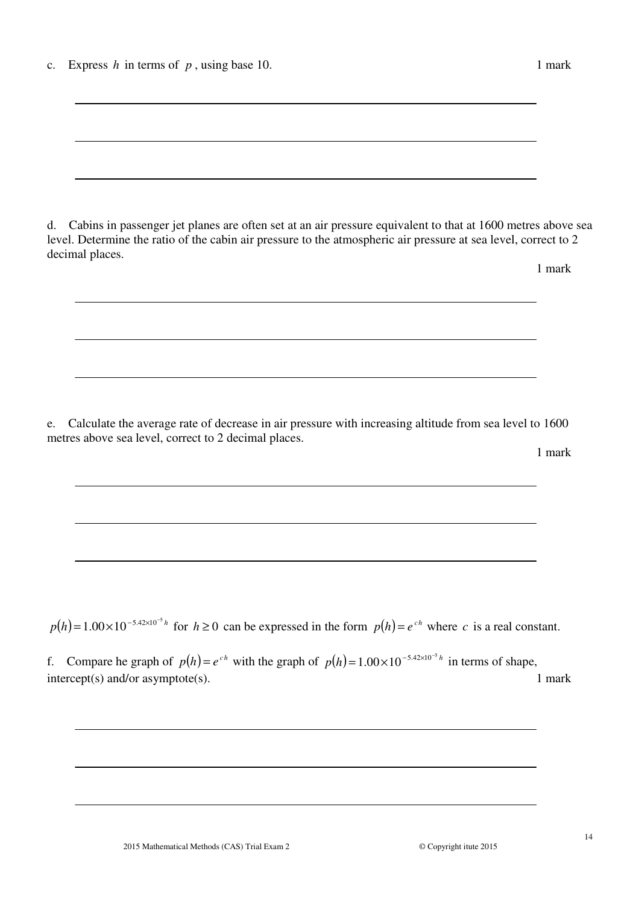c. Express $h$ in terms of $p$, using base 10. 1 mark

d. Cabins in passenger jet planes are often set at an air pressure equivalent to that at 1600 metres above sea level. Determine the ratio of the cabin air pressure to the atmospheric air pressure at sea level, correct to 2 decimal places.

1 mark

e. Calculate the average rate of decrease in air pressure with increasing altitude from sea level to 1600 metres above sea level, correct to 2 decimal places.

1 mark

$p(h) = 1.00 \times 10^{-5.42 \times 10^{-5} h}$ for $h \geq 0$ can be expressed in the form $p(h) = e^{ch}$ where $c$ is a real constant.

f. Compare he graph of $p(h) = e^{ch}$ with the graph of $p(h) = 1.00 \times 10^{-5.42 \times 10^{-5} h}$ in terms of shape, intercept(s) and/or asymptote(s). 1 mark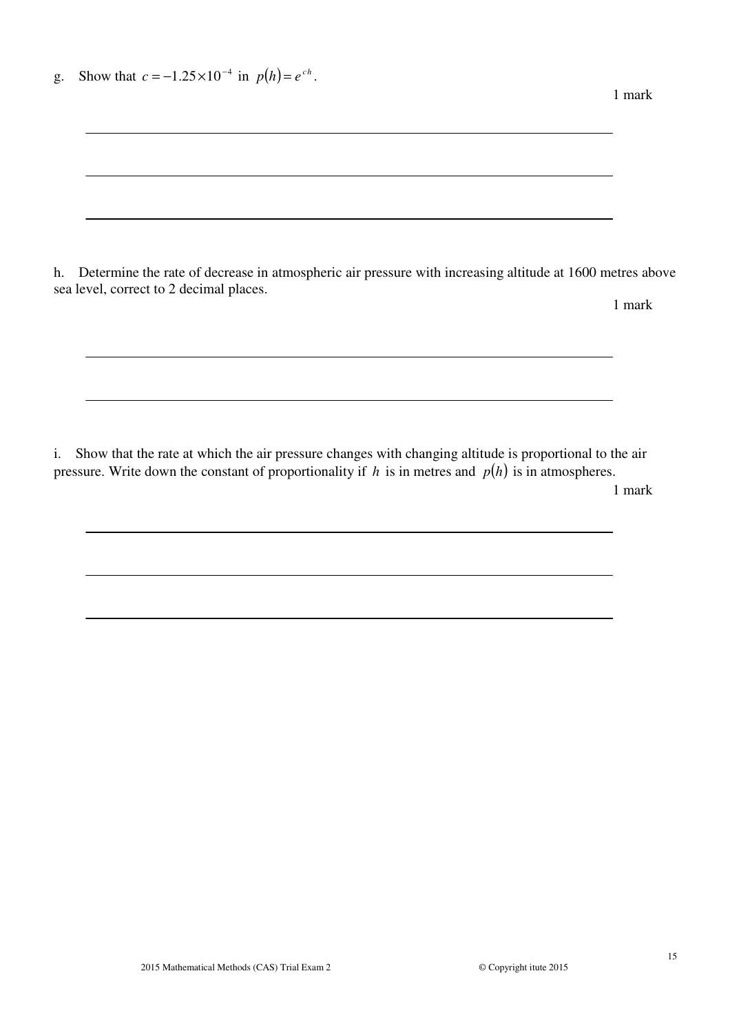g. Show that $c = -1.25 \times 10^{-4}$ in $p(h) = e^{ch}$.

1 mark

h. Determine the rate of decrease in atmospheric air pressure with increasing altitude at 1600 metres above sea level, correct to 2 decimal places.

1 mark

i. Show that the rate at which the air pressure changes with changing altitude is proportional to the air pressure. Write down the constant of proportionality if $h$ is in metres and $p(h)$ is in atmospheres.

1 mark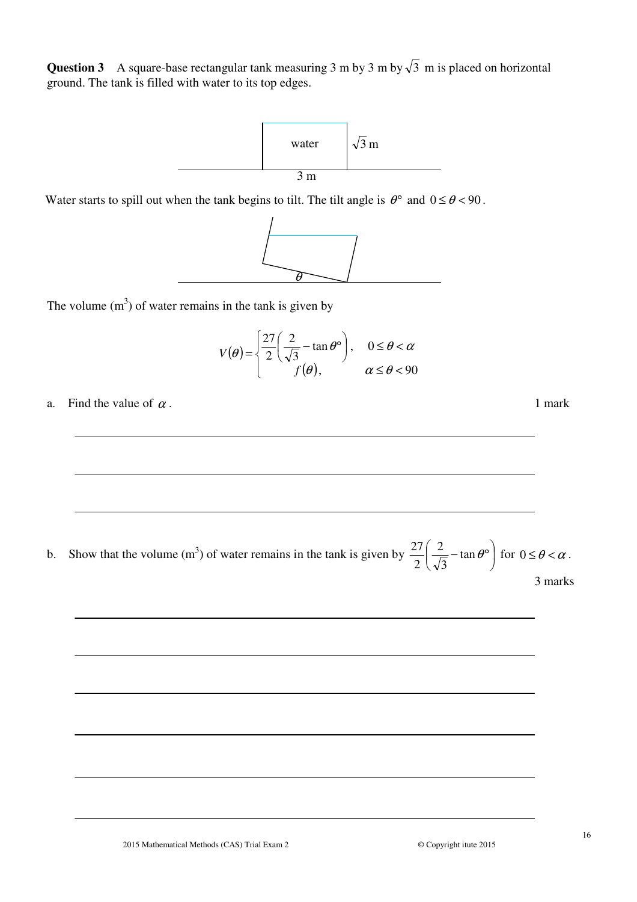**Question 3** A square-base rectangular tank measuring 3 m by 3 m by $\sqrt{3}$ m is placed on horizontal ground. The tank is filled with water to its top edges.

water $\sqrt{3}$ m

3 m

Water starts to spill out when the tank begins to tilt. The tilt angle is $\theta°$ and $0 \leq \theta < 90$.

$\theta$

The volume ($\text{m}^3$) of water remains in the tank is given by

$$V(\theta) = \begin{cases} \dfrac{27}{2}\left(\dfrac{2}{\sqrt{3}} - \tan\theta°\right), & 0 \leq \theta < \alpha \\ f(\theta), & \alpha \leq \theta < 90 \end{cases}$$

a. Find the value of $\alpha$. 1 mark

b. Show that the volume ($\text{m}^3$) of water remains in the tank is given by $\dfrac{27}{2}\left(\dfrac{2}{\sqrt{3}} - \tan\theta°\right)$ for $0 \leq \theta < \alpha$. 3 marks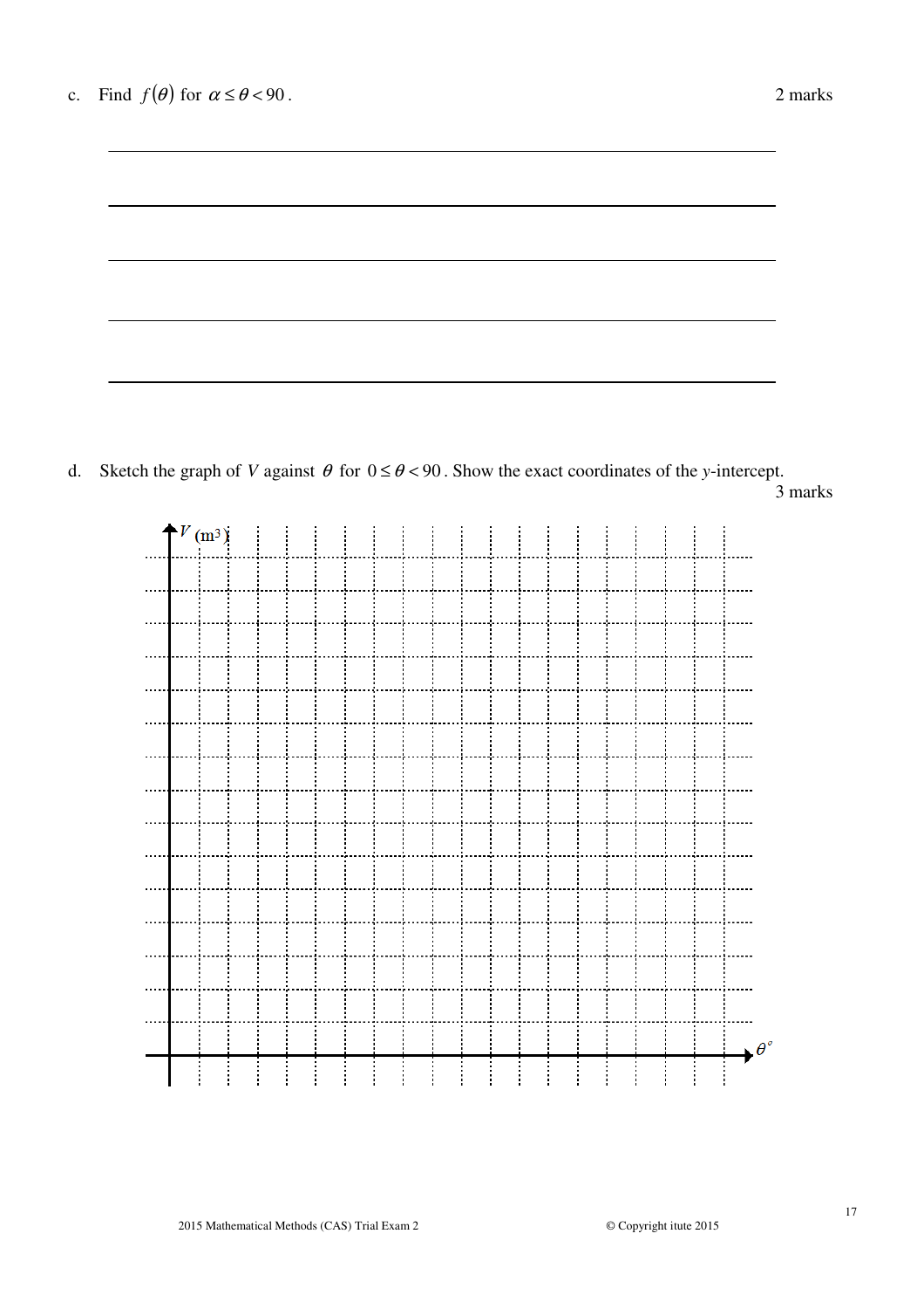c. Find $f(\theta)$ for $\alpha \le \theta < 90$. 2 marks

d. Sketch the graph of $V$ against $\theta$ for $0 \le \theta < 90$. Show the exact coordinates of the $y$-intercept. 3 marks

$V$ (m$^3$)

$\theta°$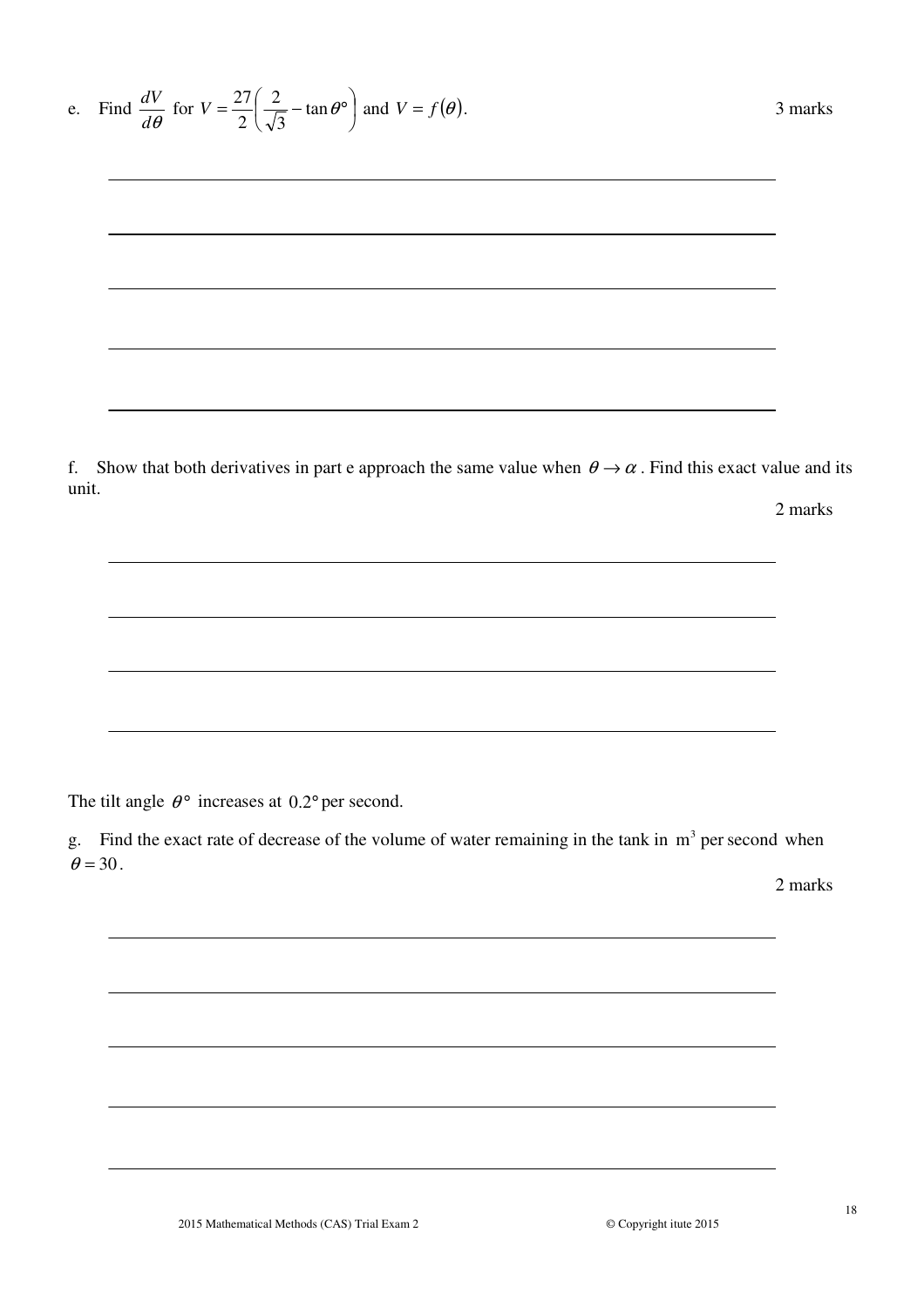e. Find $\frac{dV}{d\theta}$ for $V = \frac{27}{2}\left(\frac{2}{\sqrt{3}} - \tan\theta°\right)$ and $V = f(\theta)$.

3 marks

f. Show that both derivatives in part e approach the same value when $\theta \to \alpha$. Find this exact value and its unit.

2 marks

The tilt angle $\theta°$ increases at $0.2°$ per second.

g. Find the exact rate of decrease of the volume of water remaining in the tank in $\text{m}^3$ per second when $\theta = 30$.

2 marks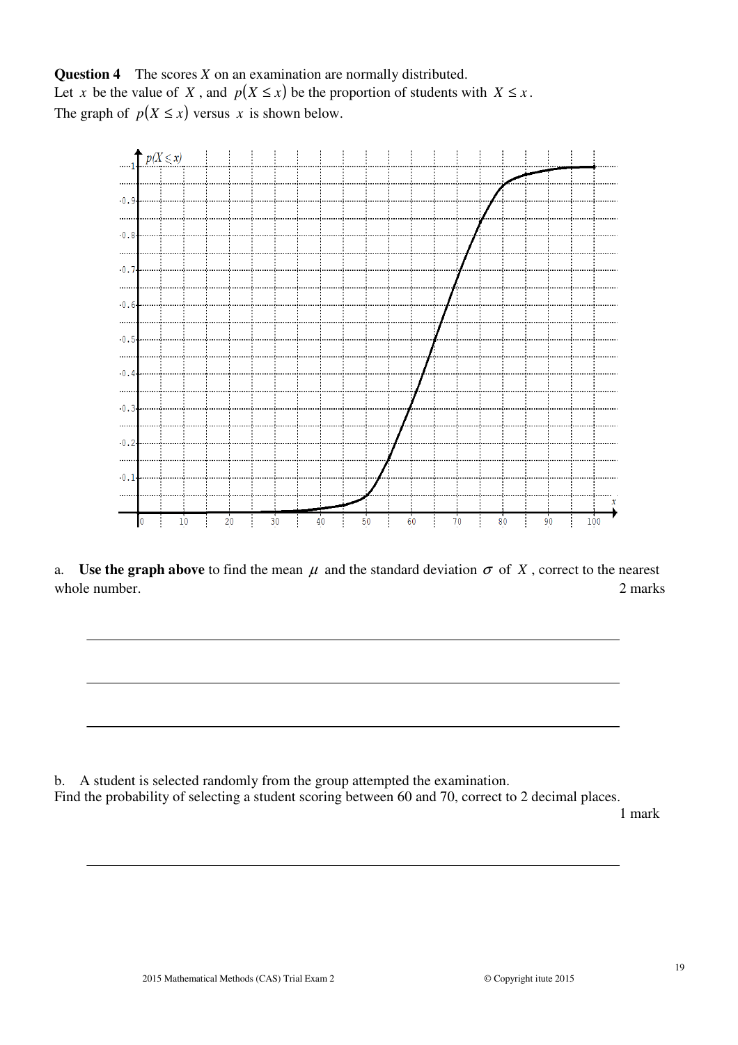**Question 4** The scores $X$ on an examination are normally distributed.
Let $x$ be the value of $X$, and $p(X \leq x)$ be the proportion of students with $X \leq x$.
The graph of $p(X \leq x)$ versus $x$ is shown below.

a. **Use the graph above** to find the mean $\mu$ and the standard deviation $\sigma$ of $X$, correct to the nearest whole number. 2 marks

b. A student is selected randomly from the group attempted the examination.
Find the probability of selecting a student scoring between 60 and 70, correct to 2 decimal places. 1 mark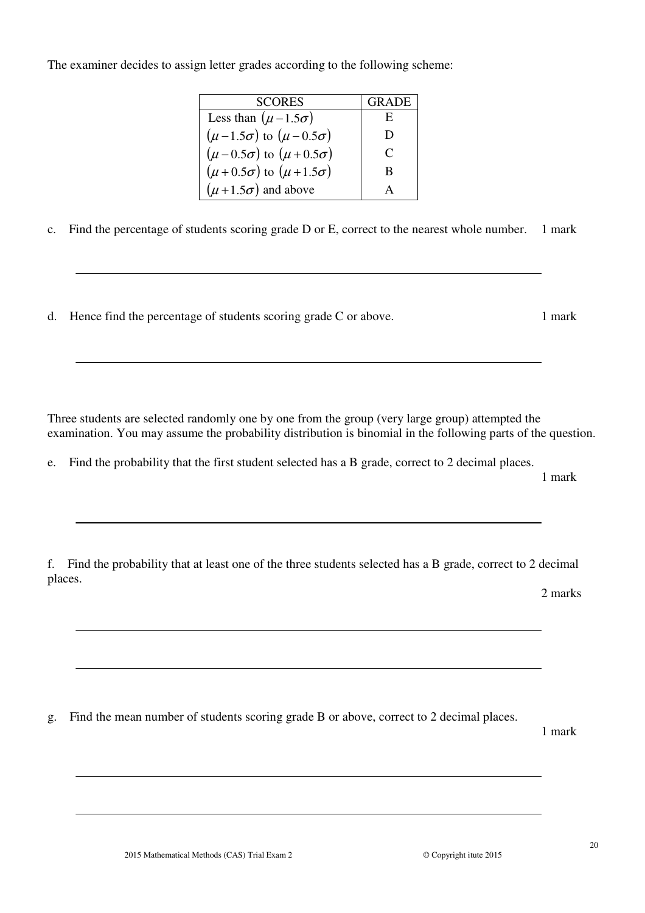The examiner decides to assign letter grades according to the following scheme:

| SCORES | GRADE |
|---|---|
| Less than $(\mu - 1.5\sigma)$ | E |
| $(\mu - 1.5\sigma)$ to $(\mu - 0.5\sigma)$ | D |
| $(\mu - 0.5\sigma)$ to $(\mu + 0.5\sigma)$ | C |
| $(\mu + 0.5\sigma)$ to $(\mu + 1.5\sigma)$ | B |
| $(\mu + 1.5\sigma)$ and above | A |

c. Find the percentage of students scoring grade D or E, correct to the nearest whole number. 1 mark

d. Hence find the percentage of students scoring grade C or above. 1 mark

Three students are selected randomly one by one from the group (very large group) attempted the examination. You may assume the probability distribution is binomial in the following parts of the question.

e. Find the probability that the first student selected has a B grade, correct to 2 decimal places.

1 mark

f. Find the probability that at least one of the three students selected has a B grade, correct to 2 decimal places.

2 marks

g. Find the mean number of students scoring grade B or above, correct to 2 decimal places.

1 mark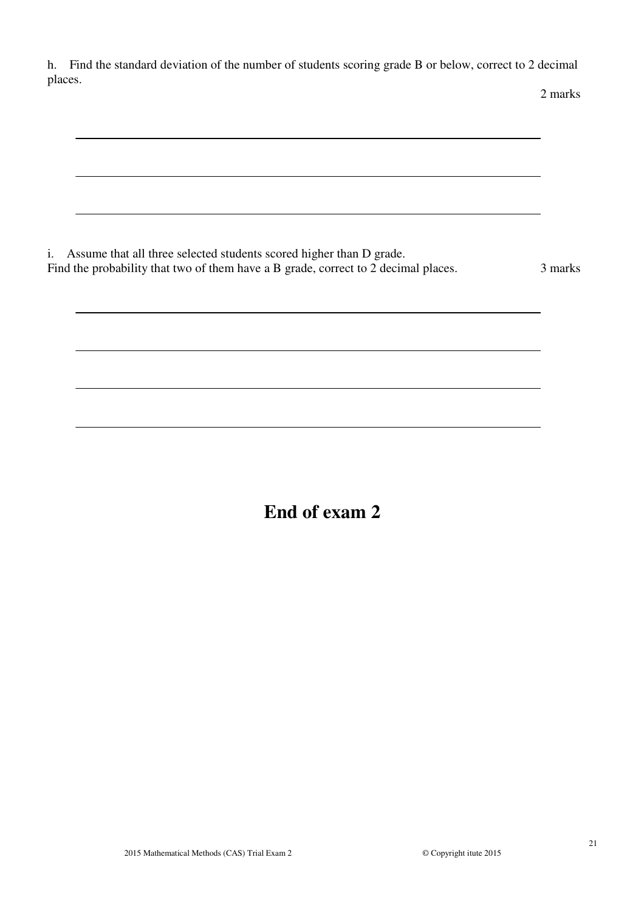h. Find the standard deviation of the number of students scoring grade B or below, correct to 2 decimal places.

2 marks

i. Assume that all three selected students scored higher than D grade.
Find the probability that two of them have a B grade, correct to 2 decimal places.

3 marks

# End of exam 2